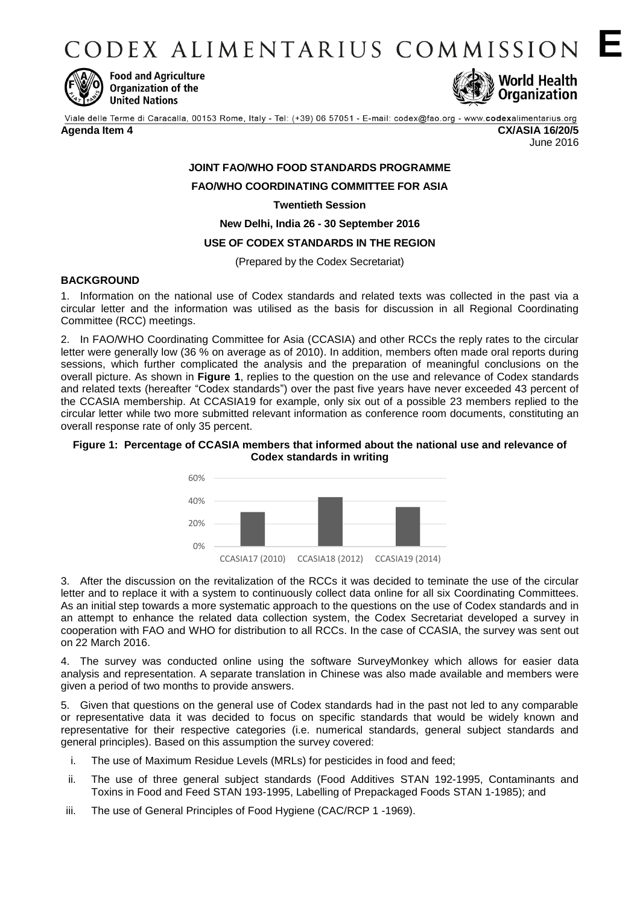# CODEX ALIMENTARIUS COMMISSION **E**

Food and Agriculture Organization of the United Nations

World Health Organization

Viale delle Terme di Caracalla, 00153 Rome, Italy - Tel: (+39) 06 57051 - E-mail: codex@fao.org - www.codexalimentarius.org

**Agenda Item 4** **CX/ASIA 16/20/5**
June 2016

**JOINT FAO/WHO FOOD STANDARDS PROGRAMME**

**FAO/WHO COORDINATING COMMITTEE FOR ASIA**

**Twentieth Session**

**New Delhi, India 26 - 30 September 2016**

**USE OF CODEX STANDARDS IN THE REGION**

(Prepared by the Codex Secretariat)

## BACKGROUND

1. Information on the national use of Codex standards and related texts was collected in the past via a circular letter and the information was utilised as the basis for discussion in all Regional Coordinating Committee (RCC) meetings.

2. In FAO/WHO Coordinating Committee for Asia (CCASIA) and other RCCs the reply rates to the circular letter were generally low (36 % on average as of 2010). In addition, members often made oral reports during sessions, which further complicated the analysis and the preparation of meaningful conclusions on the overall picture. As shown in **Figure 1**, replies to the question on the use and relevance of Codex standards and related texts (hereafter "Codex standards") over the past five years have never exceeded 43 percent of the CCASIA membership. At CCASIA19 for example, only six out of a possible 23 members replied to the circular letter while two more submitted relevant information as conference room documents, constituting an overall response rate of only 35 percent.

**Figure 1: Percentage of CCASIA members that informed about the national use and relevance of Codex standards in writing**

| | CCASIA17 (2010) | CCASIA18 (2012) | CCASIA19 (2014) |
|---|---|---|---|
| Percentage | ~30% | ~43% | ~35% |

3. After the discussion on the revitalization of the RCCs it was decided to teminate the use of the circular letter and to replace it with a system to continuously collect data online for all six Coordinating Committees. As an initial step towards a more systematic approach to the questions on the use of Codex standards and in an attempt to enhance the related data collection system, the Codex Secretariat developed a survey in cooperation with FAO and WHO for distribution to all RCCs. In the case of CCASIA, the survey was sent out on 22 March 2016.

4. The survey was conducted online using the software SurveyMonkey which allows for easier data analysis and representation. A separate translation in Chinese was also made available and members were given a period of two months to provide answers.

5. Given that questions on the general use of Codex standards had in the past not led to any comparable or representative data it was decided to focus on specific standards that would be widely known and representative for their respective categories (i.e. numerical standards, general subject standards and general principles). Based on this assumption the survey covered:

i. The use of Maximum Residue Levels (MRLs) for pesticides in food and feed;

ii. The use of three general subject standards (Food Additives STAN 192-1995, Contaminants and Toxins in Food and Feed STAN 193-1995, Labelling of Prepackaged Foods STAN 1-1985); and

iii. The use of General Principles of Food Hygiene (CAC/RCP 1 -1969).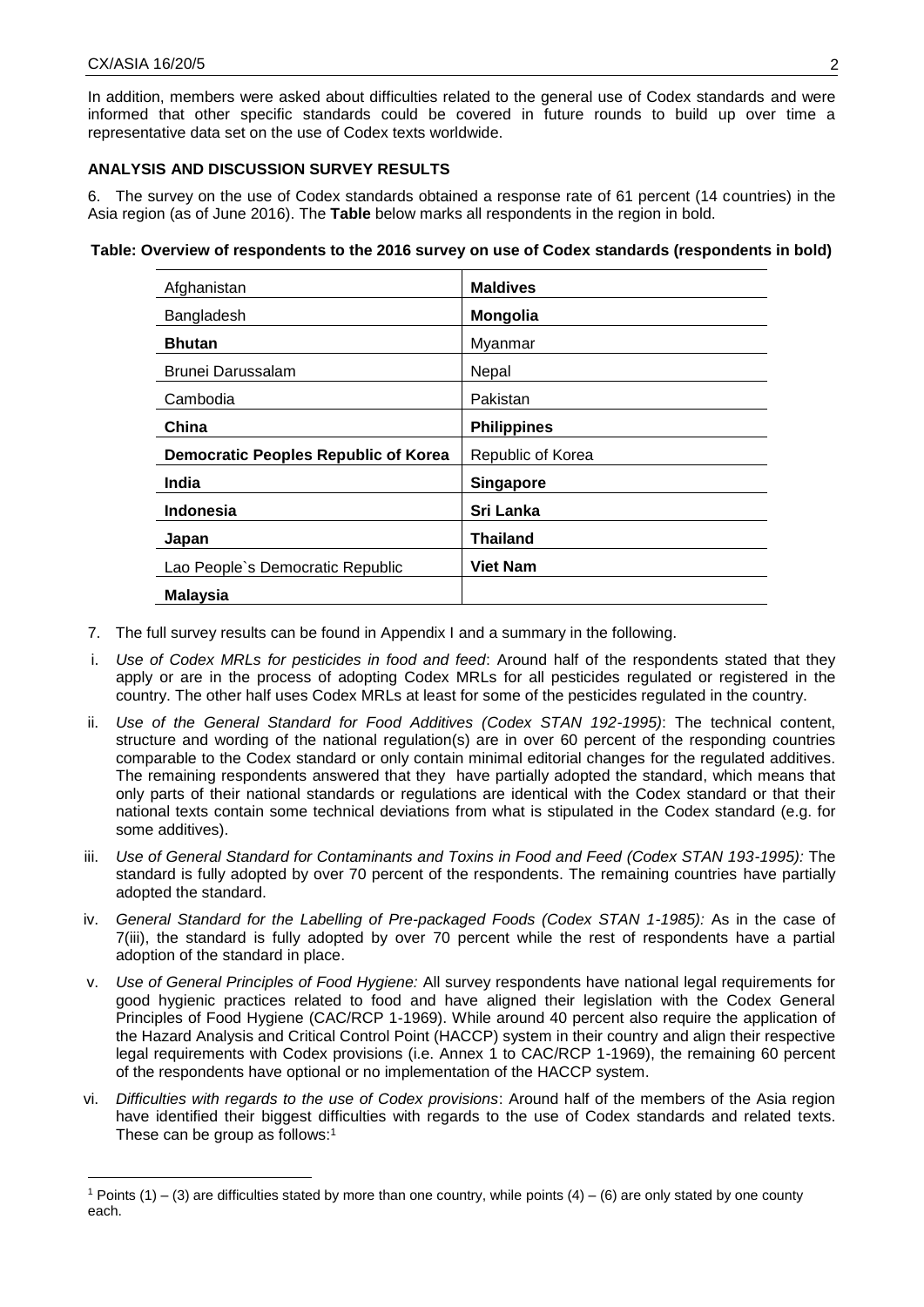In addition, members were asked about difficulties related to the general use of Codex standards and were informed that other specific standards could be covered in future rounds to build up over time a representative data set on the use of Codex texts worldwide.

**ANALYSIS AND DISCUSSION SURVEY RESULTS**

6. The survey on the use of Codex standards obtained a response rate of 61 percent (14 countries) in the Asia region (as of June 2016). The **Table** below marks all respondents in the region in bold.

**Table: Overview of respondents to the 2016 survey on use of Codex standards (respondents in bold)**

| | |
|---|---|
| Afghanistan | **Maldives** |
| Bangladesh | **Mongolia** |
| **Bhutan** | Myanmar |
| Brunei Darussalam | Nepal |
| Cambodia | Pakistan |
| **China** | **Philippines** |
| **Democratic Peoples Republic of Korea** | Republic of Korea |
| **India** | **Singapore** |
| **Indonesia** | **Sri Lanka** |
| **Japan** | **Thailand** |
| Lao People`s Democratic Republic | **Viet Nam** |
| **Malaysia** | |

7. The full survey results can be found in Appendix I and a summary in the following.

i. *Use of Codex MRLs for pesticides in food and feed*: Around half of the respondents stated that they apply or are in the process of adopting Codex MRLs for all pesticides regulated or registered in the country. The other half uses Codex MRLs at least for some of the pesticides regulated in the country.

ii. *Use of the General Standard for Food Additives (Codex STAN 192-1995)*: The technical content, structure and wording of the national regulation(s) are in over 60 percent of the responding countries comparable to the Codex standard or only contain minimal editorial changes for the regulated additives. The remaining respondents answered that they have partially adopted the standard, which means that only parts of their national standards or regulations are identical with the Codex standard or that their national texts contain some technical deviations from what is stipulated in the Codex standard (e.g. for some additives).

iii. *Use of General Standard for Contaminants and Toxins in Food and Feed (Codex STAN 193-1995):* The standard is fully adopted by over 70 percent of the respondents. The remaining countries have partially adopted the standard.

iv. *General Standard for the Labelling of Pre-packaged Foods (Codex STAN 1-1985):* As in the case of 7(iii), the standard is fully adopted by over 70 percent while the rest of respondents have a partial adoption of the standard in place.

v. *Use of General Principles of Food Hygiene:* All survey respondents have national legal requirements for good hygienic practices related to food and have aligned their legislation with the Codex General Principles of Food Hygiene (CAC/RCP 1-1969). While around 40 percent also require the application of the Hazard Analysis and Critical Control Point (HACCP) system in their country and align their respective legal requirements with Codex provisions (i.e. Annex 1 to CAC/RCP 1-1969), the remaining 60 percent of the respondents have optional or no implementation of the HACCP system.

vi. *Difficulties with regards to the use of Codex provisions*: Around half of the members of the Asia region have identified their biggest difficulties with regards to the use of Codex standards and related texts. These can be group as follows:[1]

[1] Points (1) – (3) are difficulties stated by more than one country, while points (4) – (6) are only stated by one county each.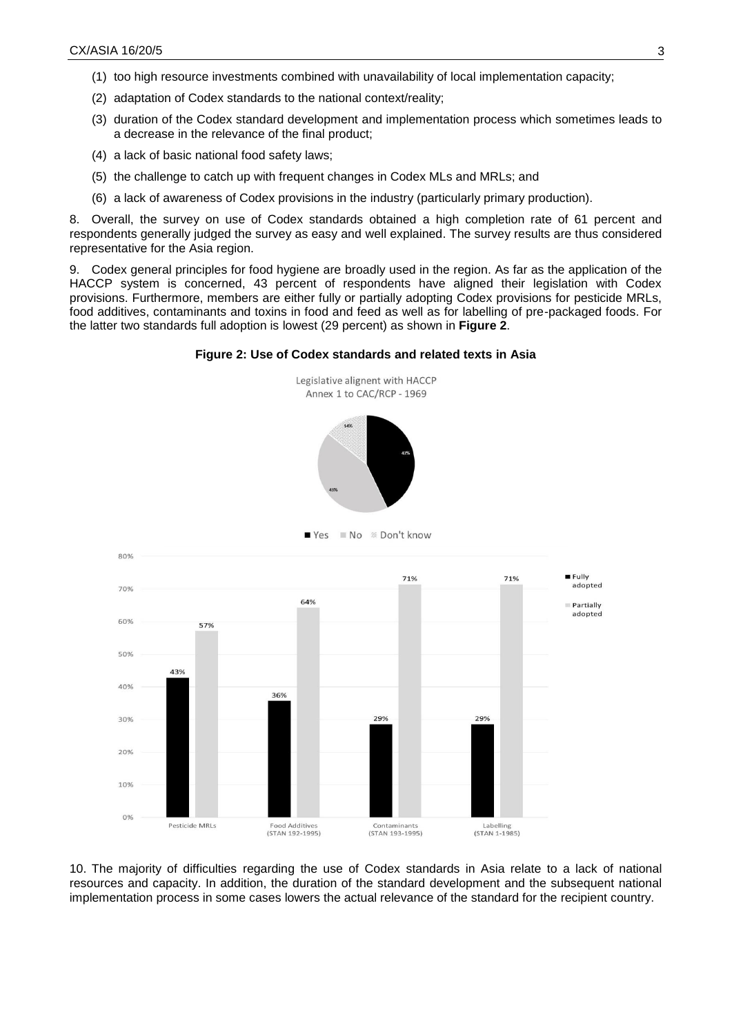(1) too high resource investments combined with unavailability of local implementation capacity;

(2) adaptation of Codex standards to the national context/reality;

(3) duration of the Codex standard development and implementation process which sometimes leads to a decrease in the relevance of the final product;

(4) a lack of basic national food safety laws;

(5) the challenge to catch up with frequent changes in Codex MLs and MRLs; and

(6) a lack of awareness of Codex provisions in the industry (particularly primary production).

8. Overall, the survey on use of Codex standards obtained a high completion rate of 61 percent and respondents generally judged the survey as easy and well explained. The survey results are thus considered representative for the Asia region.

9. Codex general principles for food hygiene are broadly used in the region. As far as the application of the HACCP system is concerned, 43 percent of respondents have aligned their legislation with Codex provisions. Furthermore, members are either fully or partially adopting Codex provisions for pesticide MRLs, food additives, contaminants and toxins in food and feed as well as for labelling of pre-packaged foods. For the latter two standards full adoption is lowest (29 percent) as shown in **Figure 2**.

**Figure 2: Use of Codex standards and related texts in Asia**

10. The majority of difficulties regarding the use of Codex standards in Asia relate to a lack of national resources and capacity. In addition, the duration of the standard development and the subsequent national implementation process in some cases lowers the actual relevance of the standard for the recipient country.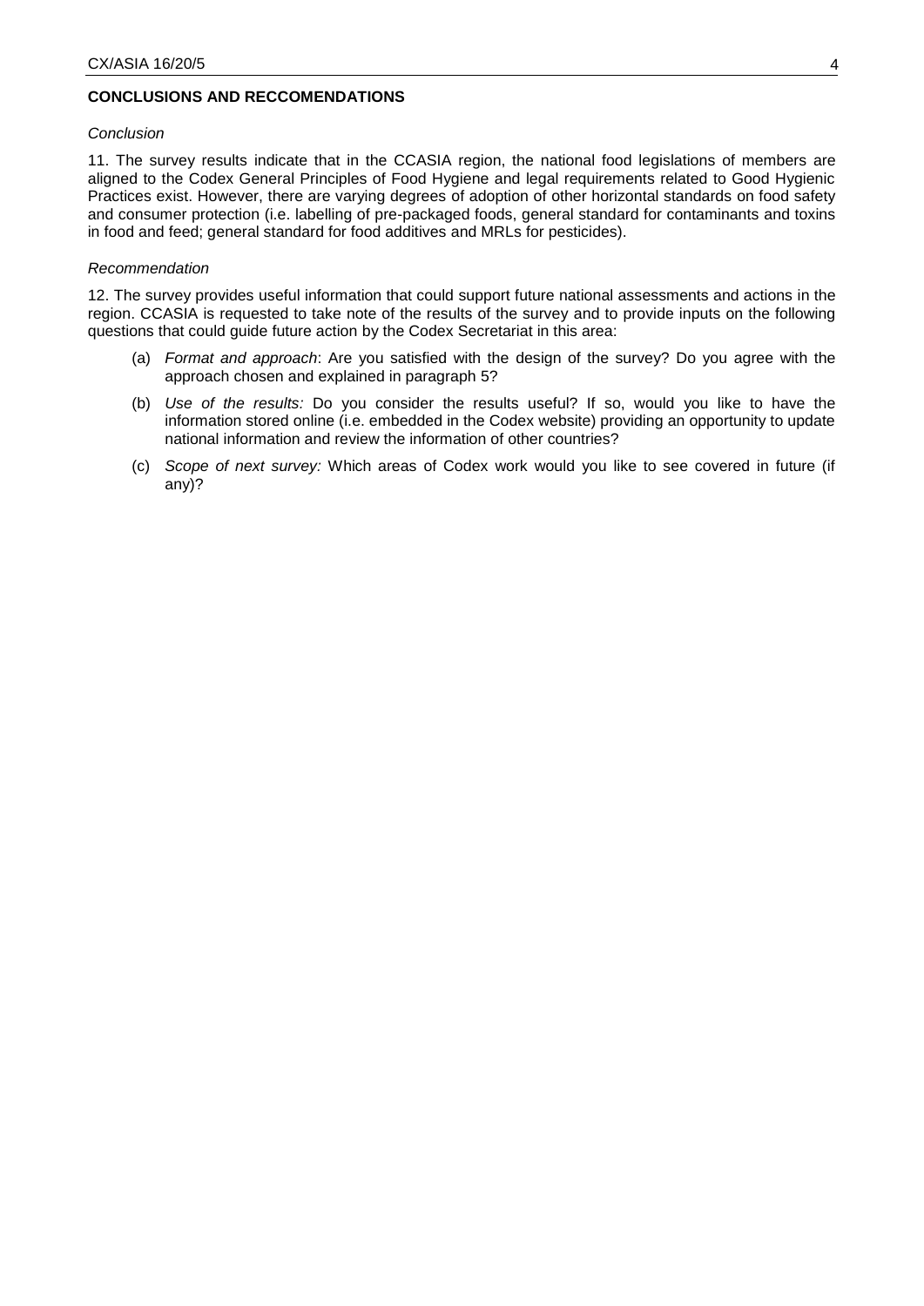**CONCLUSIONS AND RECCOMENDATIONS**

*Conclusion*

11. The survey results indicate that in the CCASIA region, the national food legislations of members are aligned to the Codex General Principles of Food Hygiene and legal requirements related to Good Hygienic Practices exist. However, there are varying degrees of adoption of other horizontal standards on food safety and consumer protection (i.e. labelling of pre-packaged foods, general standard for contaminants and toxins in food and feed; general standard for food additives and MRLs for pesticides).

*Recommendation*

12. The survey provides useful information that could support future national assessments and actions in the region. CCASIA is requested to take note of the results of the survey and to provide inputs on the following questions that could guide future action by the Codex Secretariat in this area:

(a) *Format and approach*: Are you satisfied with the design of the survey? Do you agree with the approach chosen and explained in paragraph 5?

(b) *Use of the results:* Do you consider the results useful? If so, would you like to have the information stored online (i.e. embedded in the Codex website) providing an opportunity to update national information and review the information of other countries?

(c) *Scope of next survey:* Which areas of Codex work would you like to see covered in future (if any)?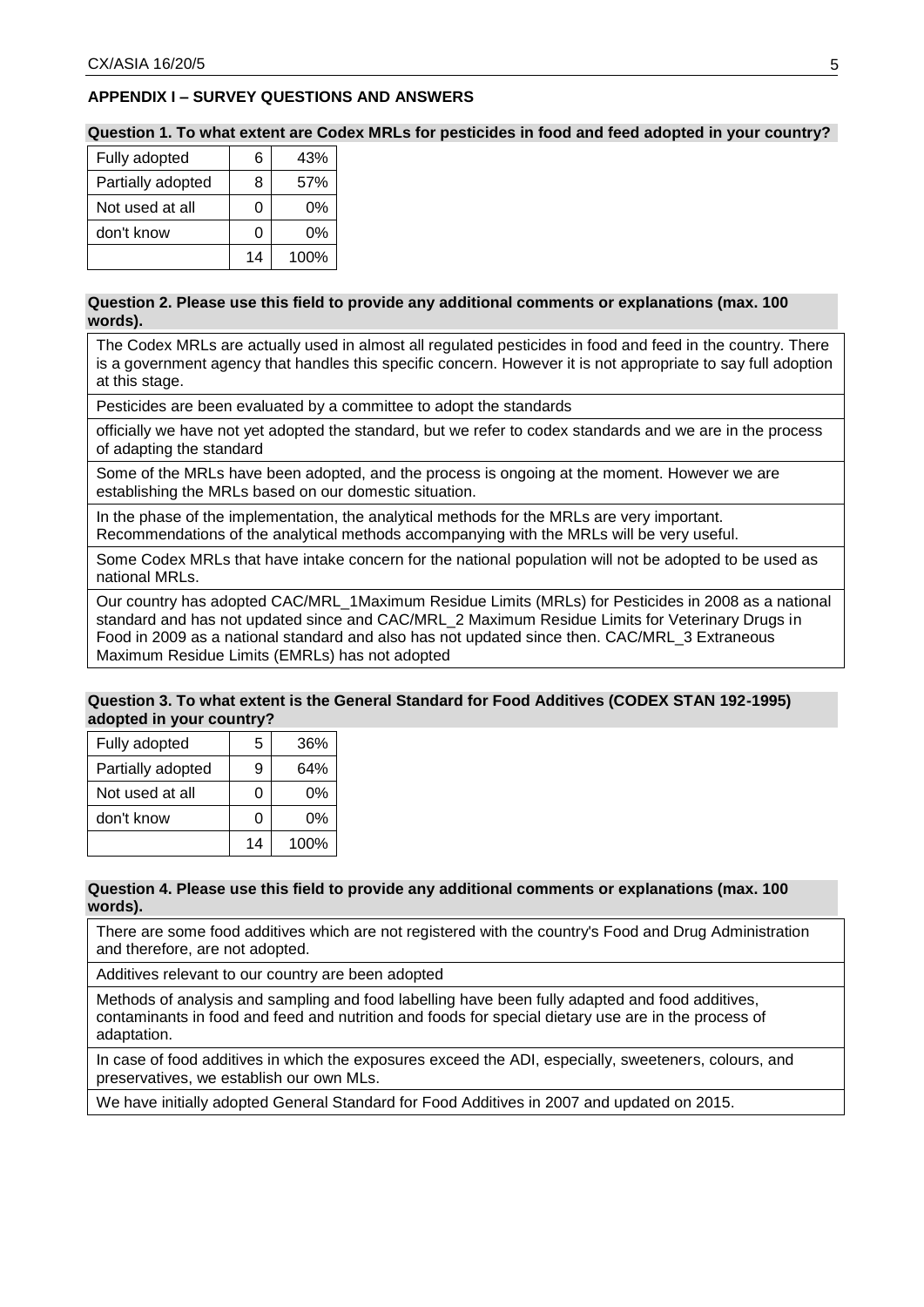## APPENDIX I – SURVEY QUESTIONS AND ANSWERS

**Question 1. To what extent are Codex MRLs for pesticides in food and feed adopted in your country?**

| | | |
|---|---|---|
| Fully adopted | 6 | 43% |
| Partially adopted | 8 | 57% |
| Not used at all | 0 | 0% |
| don't know | 0 | 0% |
| | 14 | 100% |

**Question 2. Please use this field to provide any additional comments or explanations (max. 100 words).**

- The Codex MRLs are actually used in almost all regulated pesticides in food and feed in the country. There is a government agency that handles this specific concern. However it is not appropriate to say full adoption at this stage.
- Pesticides are been evaluated by a committee to adopt the standards
- officially we have not yet adopted the standard, but we refer to codex standards and we are in the process of adapting the standard
- Some of the MRLs have been adopted, and the process is ongoing at the moment. However we are establishing the MRLs based on our domestic situation.
- In the phase of the implementation, the analytical methods for the MRLs are very important. Recommendations of the analytical methods accompanying with the MRLs will be very useful.
- Some Codex MRLs that have intake concern for the national population will not be adopted to be used as national MRLs.
- Our country has adopted CAC/MRL_1Maximum Residue Limits (MRLs) for Pesticides in 2008 as a national standard and has not updated since and CAC/MRL_2 Maximum Residue Limits for Veterinary Drugs in Food in 2009 as a national standard and also has not updated since then. CAC/MRL_3 Extraneous Maximum Residue Limits (EMRLs) has not adopted

**Question 3. To what extent is the General Standard for Food Additives (CODEX STAN 192-1995) adopted in your country?**

| | | |
|---|---|---|
| Fully adopted | 5 | 36% |
| Partially adopted | 9 | 64% |
| Not used at all | 0 | 0% |
| don't know | 0 | 0% |
| | 14 | 100% |

**Question 4. Please use this field to provide any additional comments or explanations (max. 100 words).**

- There are some food additives which are not registered with the country's Food and Drug Administration and therefore, are not adopted.
- Additives relevant to our country are been adopted
- Methods of analysis and sampling and food labelling have been fully adapted and food additives, contaminants in food and feed and nutrition and foods for special dietary use are in the process of adaptation.
- In case of food additives in which the exposures exceed the ADI, especially, sweeteners, colours, and preservatives, we establish our own MLs.
- We have initially adopted General Standard for Food Additives in 2007 and updated on 2015.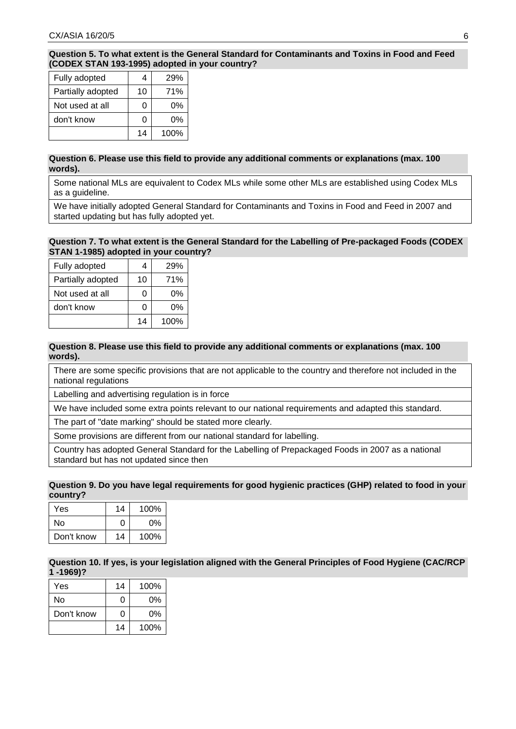**Question 5. To what extent is the General Standard for Contaminants and Toxins in Food and Feed (CODEX STAN 193-1995) adopted in your country?**

| | | |
|---|---|---|
| Fully adopted | 4 | 29% |
| Partially adopted | 10 | 71% |
| Not used at all | 0 | 0% |
| don't know | 0 | 0% |
| | 14 | 100% |

**Question 6. Please use this field to provide any additional comments or explanations (max. 100 words).**

| |
|---|
| Some national MLs are equivalent to Codex MLs while some other MLs are established using Codex MLs as a guideline. |
| We have initially adopted General Standard for Contaminants and Toxins in Food and Feed in 2007 and started updating but has fully adopted yet. |

**Question 7. To what extent is the General Standard for the Labelling of Pre-packaged Foods (CODEX STAN 1-1985) adopted in your country?**

| | | |
|---|---|---|
| Fully adopted | 4 | 29% |
| Partially adopted | 10 | 71% |
| Not used at all | 0 | 0% |
| don't know | 0 | 0% |
| | 14 | 100% |

**Question 8. Please use this field to provide any additional comments or explanations (max. 100 words).**

| |
|---|
| There are some specific provisions that are not applicable to the country and therefore not included in the national regulations |
| Labelling and advertising regulation is in force |
| We have included some extra points relevant to our national requirements and adapted this standard. |
| The part of "date marking" should be stated more clearly. |
| Some provisions are different from our national standard for labelling. |
| Country has adopted General Standard for the Labelling of Prepackaged Foods in 2007 as a national standard but has not updated since then |

**Question 9. Do you have legal requirements for good hygienic practices (GHP) related to food in your country?**

| | | |
|---|---|---|
| Yes | 14 | 100% |
| No | 0 | 0% |
| Don't know | 14 | 100% |

**Question 10. If yes, is your legislation aligned with the General Principles of Food Hygiene (CAC/RCP 1 -1969)?**

| | | |
|---|---|---|
| Yes | 14 | 100% |
| No | 0 | 0% |
| Don't know | 0 | 0% |
| | 14 | 100% |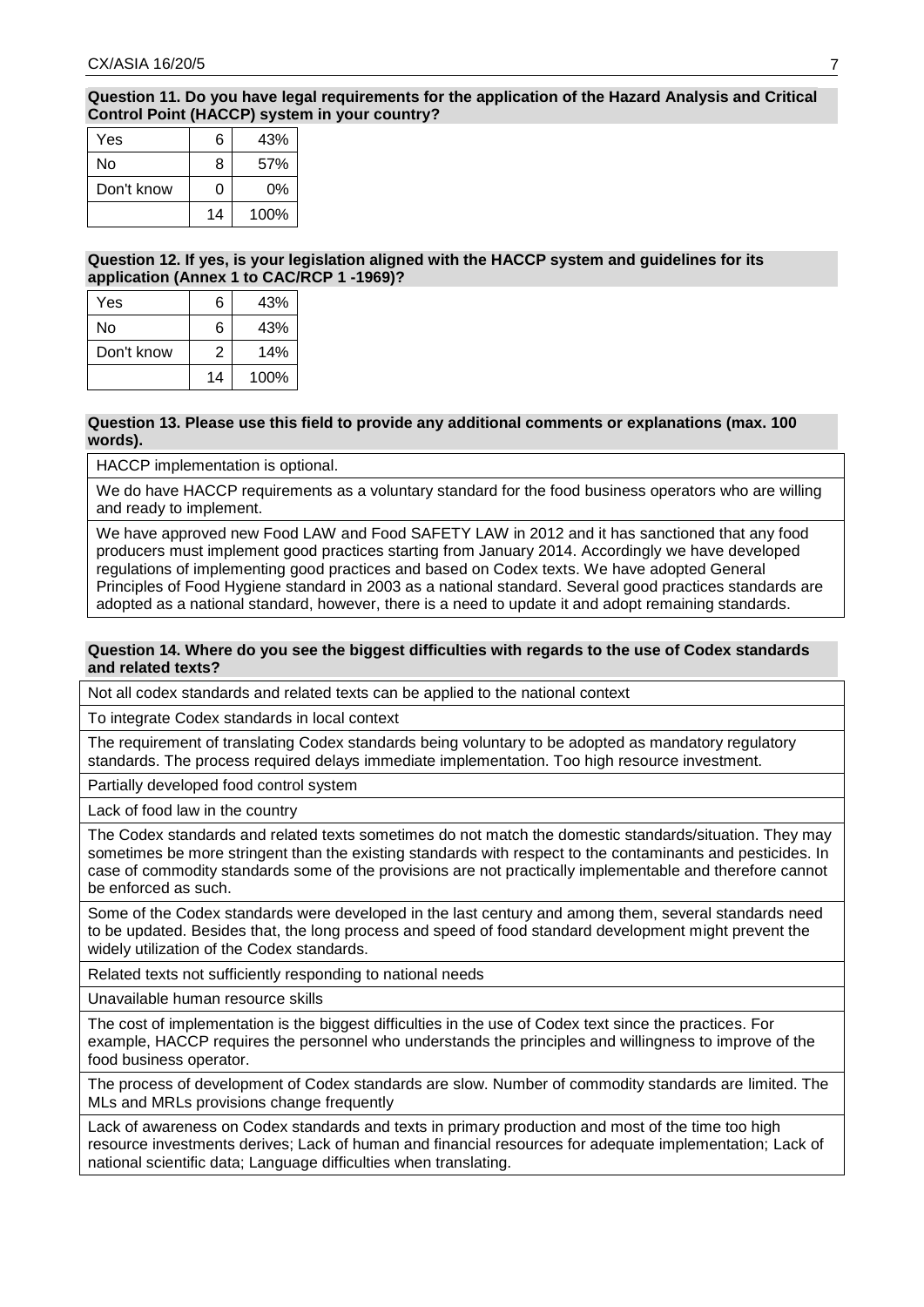**Question 11. Do you have legal requirements for the application of the Hazard Analysis and Critical Control Point (HACCP) system in your country?**

| | | |
|---|---|---|
| Yes | 6 | 43% |
| No | 8 | 57% |
| Don't know | 0 | 0% |
| | 14 | 100% |

**Question 12. If yes, is your legislation aligned with the HACCP system and guidelines for its application (Annex 1 to CAC/RCP 1 -1969)?**

| | | |
|---|---|---|
| Yes | 6 | 43% |
| No | 6 | 43% |
| Don't know | 2 | 14% |
| | 14 | 100% |

**Question 13. Please use this field to provide any additional comments or explanations (max. 100 words).**

| |
|---|
| HACCP implementation is optional. |
| We do have HACCP requirements as a voluntary standard for the food business operators who are willing and ready to implement. |
| We have approved new Food LAW and Food SAFETY LAW in 2012 and it has sanctioned that any food producers must implement good practices starting from January 2014. Accordingly we have developed regulations of implementing good practices and based on Codex texts. We have adopted General Principles of Food Hygiene standard in 2003 as a national standard. Several good practices standards are adopted as a national standard, however, there is a need to update it and adopt remaining standards. |

**Question 14. Where do you see the biggest difficulties with regards to the use of Codex standards and related texts?**

| |
|---|
| Not all codex standards and related texts can be applied to the national context |
| To integrate Codex standards in local context |
| The requirement of translating Codex standards being voluntary to be adopted as mandatory regulatory standards. The process required delays immediate implementation. Too high resource investment. |
| Partially developed food control system |
| Lack of food law in the country |
| The Codex standards and related texts sometimes do not match the domestic standards/situation. They may sometimes be more stringent than the existing standards with respect to the contaminants and pesticides. In case of commodity standards some of the provisions are not practically implementable and therefore cannot be enforced as such. |
| Some of the Codex standards were developed in the last century and among them, several standards need to be updated. Besides that, the long process and speed of food standard development might prevent the widely utilization of the Codex standards. |
| Related texts not sufficiently responding to national needs |
| Unavailable human resource skills |
| The cost of implementation is the biggest difficulties in the use of Codex text since the practices. For example, HACCP requires the personnel who understands the principles and willingness to improve of the food business operator. |
| The process of development of Codex standards are slow. Number of commodity standards are limited. The MLs and MRLs provisions change frequently |
| Lack of awareness on Codex standards and texts in primary production and most of the time too high resource investments derives; Lack of human and financial resources for adequate implementation; Lack of national scientific data; Language difficulties when translating. |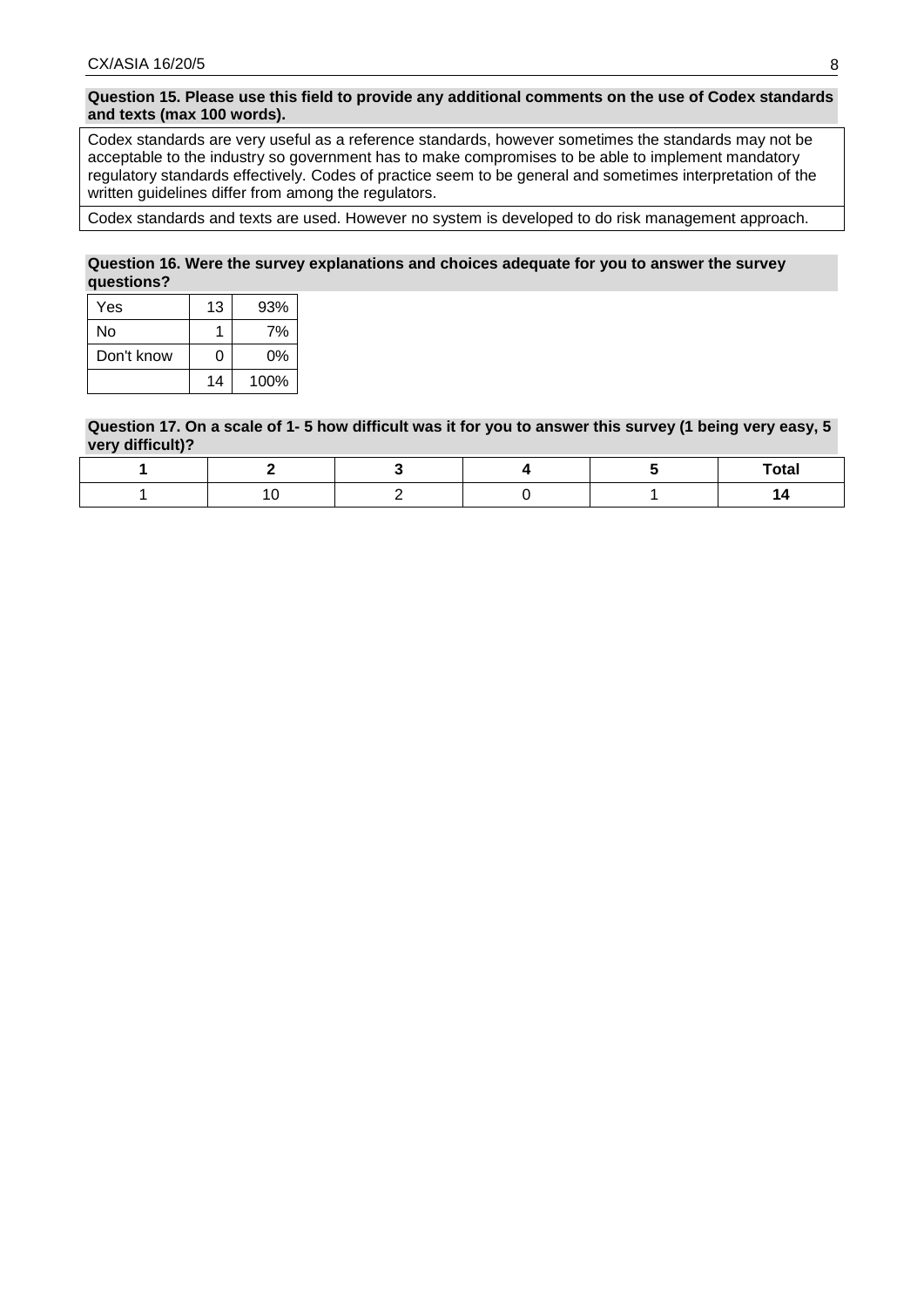**Question 15. Please use this field to provide any additional comments on the use of Codex standards and texts (max 100 words).**

| |
|---|
| Codex standards are very useful as a reference standards, however sometimes the standards may not be acceptable to the industry so government has to make compromises to be able to implement mandatory regulatory standards effectively. Codes of practice seem to be general and sometimes interpretation of the written guidelines differ from among the regulators. |
| Codex standards and texts are used. However no system is developed to do risk management approach. |

**Question 16. Were the survey explanations and choices adequate for you to answer the survey questions?**

| | | |
|---|---|---|
| Yes | 13 | 93% |
| No | 1 | 7% |
| Don't know | 0 | 0% |
| | 14 | 100% |

**Question 17. On a scale of 1- 5 how difficult was it for you to answer this survey (1 being very easy, 5 very difficult)?**

| 1 | 2 | 3 | 4 | 5 | Total |
|---|---|---|---|---|---|
| 1 | 10 | 2 | 0 | 1 | **14** |